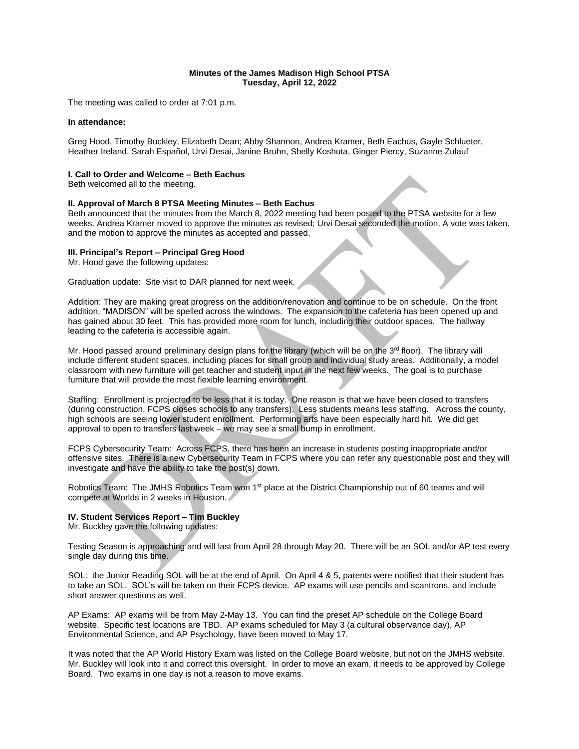**Minutes of the James Madison High School PTSA**
**Tuesday, April 12, 2022**

The meeting was called to order at 7:01 p.m.

**In attendance:**

Greg Hood, Timothy Buckley, Elizabeth Dean; Abby Shannon, Andrea Kramer, Beth Eachus, Gayle Schlueter, Heather Ireland, Sarah Español, Urvi Desai, Janine Bruhn, Shelly Koshuta, Ginger Piercy, Suzanne Zulauf

**I. Call to Order and Welcome – Beth Eachus**
Beth welcomed all to the meeting.

**II. Approval of March 8 PTSA Meeting Minutes – Beth Eachus**
Beth announced that the minutes from the March 8, 2022 meeting had been posted to the PTSA website for a few weeks. Andrea Kramer moved to approve the minutes as revised; Urvi Desai seconded the motion. A vote was taken, and the motion to approve the minutes as accepted and passed.

**III. Principal's Report – Principal Greg Hood**
Mr. Hood gave the following updates:

Graduation update: Site visit to DAR planned for next week.

Addition: They are making great progress on the addition/renovation and continue to be on schedule. On the front addition, "MADISON" will be spelled across the windows. The expansion to the cafeteria has been opened up and has gained about 30 feet. This has provided more room for lunch, including their outdoor spaces. The hallway leading to the cafeteria is accessible again.

Mr. Hood passed around preliminary design plans for the library (which will be on the 3rd floor). The library will include different student spaces, including places for small group and individual study areas. Additionally, a model classroom with new furniture will get teacher and student input in the next few weeks. The goal is to purchase furniture that will provide the most flexible learning environment.

Staffing: Enrollment is projected to be less that it is today. One reason is that we have been closed to transfers (during construction, FCPS closes schools to any transfers). Less students means less staffing. Across the county, high schools are seeing lower student enrollment. Performing arts have been especially hard hit. We did get approval to open to transfers last week – we may see a small bump in enrollment.

FCPS Cybersecurity Team: Across FCPS, there has been an increase in students posting inappropriate and/or offensive sites. There is a new Cybersecurity Team in FCPS where you can refer any questionable post and they will investigate and have the ability to take the post(s) down.

Robotics Team: The JMHS Robotics Team won 1st place at the District Championship out of 60 teams and will compete at Worlds in 2 weeks in Houston.

**IV. Student Services Report – Tim Buckley**
Mr. Buckley gave the following updates:

Testing Season is approaching and will last from April 28 through May 20. There will be an SOL and/or AP test every single day during this time.

SOL: the Junior Reading SOL will be at the end of April. On April 4 & 5, parents were notified that their student has to take an SOL. SOL's will be taken on their FCPS device. AP exams will use pencils and scantrons, and include short answer questions as well.

AP Exams: AP exams will be from May 2-May 13. You can find the preset AP schedule on the College Board website. Specific test locations are TBD. AP exams scheduled for May 3 (a cultural observance day), AP Environmental Science, and AP Psychology, have been moved to May 17.

It was noted that the AP World History Exam was listed on the College Board website, but not on the JMHS website. Mr. Buckley will look into it and correct this oversight. In order to move an exam, it needs to be approved by College Board. Two exams in one day is not a reason to move exams.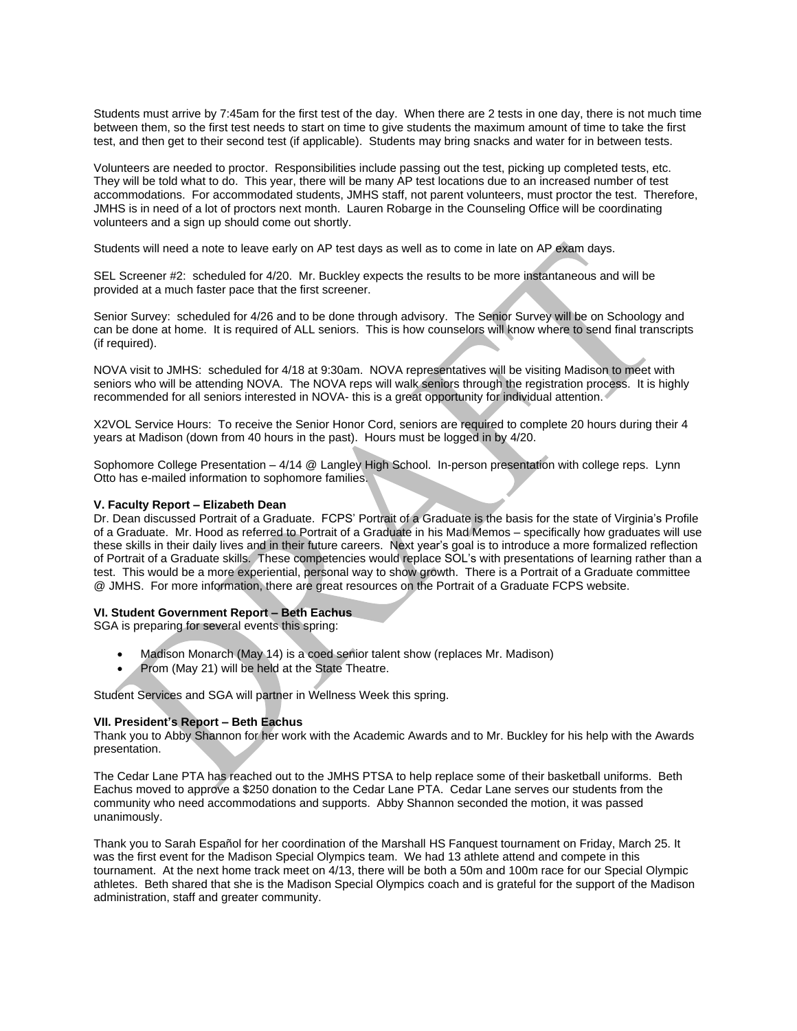Students must arrive by 7:45am for the first test of the day. When there are 2 tests in one day, there is not much time between them, so the first test needs to start on time to give students the maximum amount of time to take the first test, and then get to their second test (if applicable). Students may bring snacks and water for in between tests.

Volunteers are needed to proctor. Responsibilities include passing out the test, picking up completed tests, etc. They will be told what to do. This year, there will be many AP test locations due to an increased number of test accommodations. For accommodated students, JMHS staff, not parent volunteers, must proctor the test. Therefore, JMHS is in need of a lot of proctors next month. Lauren Robarge in the Counseling Office will be coordinating volunteers and a sign up should come out shortly.

Students will need a note to leave early on AP test days as well as to come in late on AP exam days.

SEL Screener #2: scheduled for 4/20. Mr. Buckley expects the results to be more instantaneous and will be provided at a much faster pace that the first screener.

Senior Survey: scheduled for 4/26 and to be done through advisory. The Senior Survey will be on Schoology and can be done at home. It is required of ALL seniors. This is how counselors will know where to send final transcripts (if required).

NOVA visit to JMHS: scheduled for 4/18 at 9:30am. NOVA representatives will be visiting Madison to meet with seniors who will be attending NOVA. The NOVA reps will walk seniors through the registration process. It is highly recommended for all seniors interested in NOVA- this is a great opportunity for individual attention.

X2VOL Service Hours: To receive the Senior Honor Cord, seniors are required to complete 20 hours during their 4 years at Madison (down from 40 hours in the past). Hours must be logged in by 4/20.

Sophomore College Presentation – 4/14 @ Langley High School. In-person presentation with college reps. Lynn Otto has e-mailed information to sophomore families.

**V. Faculty Report – Elizabeth Dean**

Dr. Dean discussed Portrait of a Graduate. FCPS' Portrait of a Graduate is the basis for the state of Virginia's Profile of a Graduate. Mr. Hood as referred to Portrait of a Graduate in his Mad Memos – specifically how graduates will use these skills in their daily lives and in their future careers. Next year's goal is to introduce a more formalized reflection of Portrait of a Graduate skills. These competencies would replace SOL's with presentations of learning rather than a test. This would be a more experiential, personal way to show growth. There is a Portrait of a Graduate committee @ JMHS. For more information, there are great resources on the Portrait of a Graduate FCPS website.

**VI. Student Government Report – Beth Eachus**

SGA is preparing for several events this spring:

- Madison Monarch (May 14) is a coed senior talent show (replaces Mr. Madison)
- Prom (May 21) will be held at the State Theatre.

Student Services and SGA will partner in Wellness Week this spring.

**VII. President's Report – Beth Eachus**

Thank you to Abby Shannon for her work with the Academic Awards and to Mr. Buckley for his help with the Awards presentation.

The Cedar Lane PTA has reached out to the JMHS PTSA to help replace some of their basketball uniforms. Beth Eachus moved to approve a $250 donation to the Cedar Lane PTA. Cedar Lane serves our students from the community who need accommodations and supports. Abby Shannon seconded the motion, it was passed unanimously.

Thank you to Sarah Español for her coordination of the Marshall HS Fanquest tournament on Friday, March 25. It was the first event for the Madison Special Olympics team. We had 13 athlete attend and compete in this tournament. At the next home track meet on 4/13, there will be both a 50m and 100m race for our Special Olympic athletes. Beth shared that she is the Madison Special Olympics coach and is grateful for the support of the Madison administration, staff and greater community.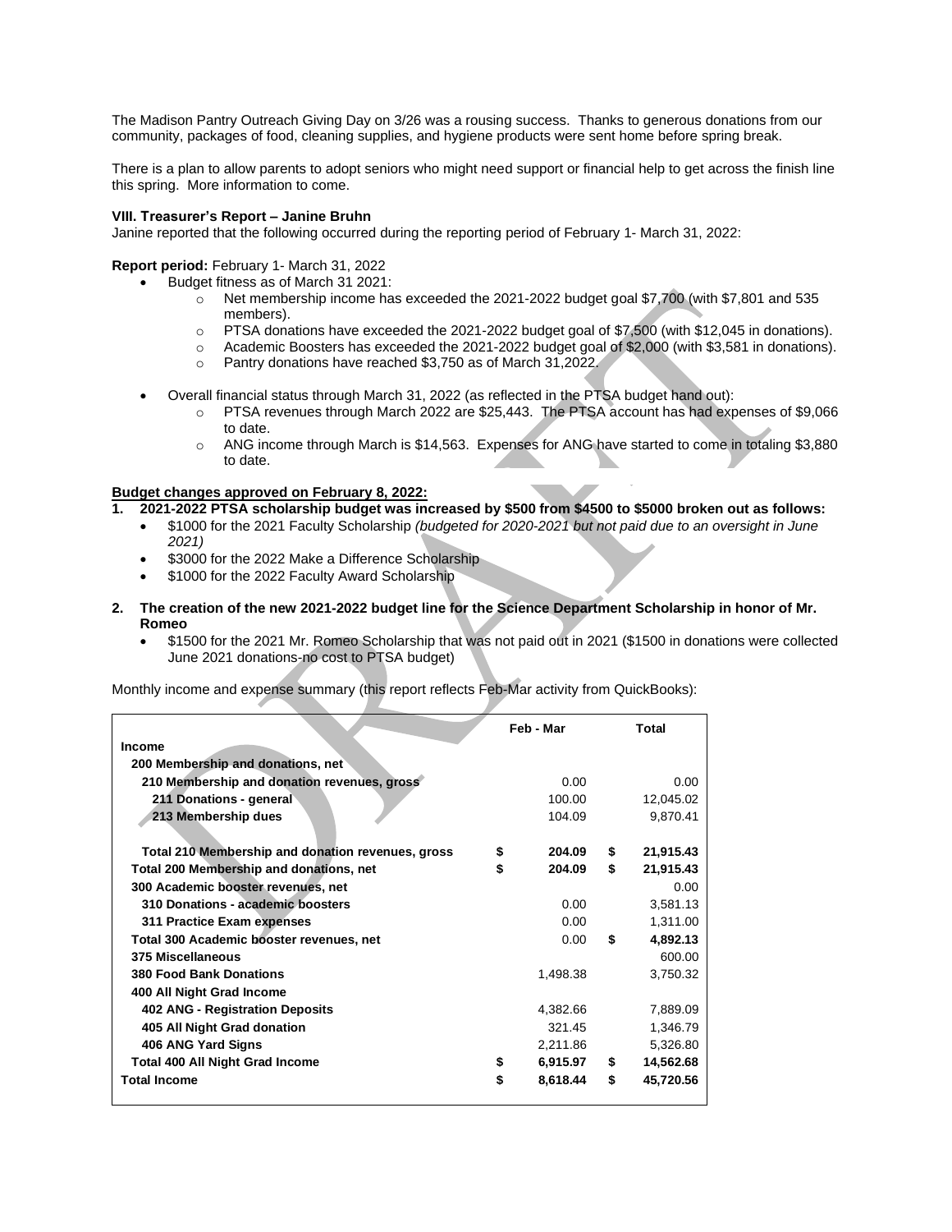The Madison Pantry Outreach Giving Day on 3/26 was a rousing success. Thanks to generous donations from our community, packages of food, cleaning supplies, and hygiene products were sent home before spring break.

There is a plan to allow parents to adopt seniors who might need support or financial help to get across the finish line this spring. More information to come.

**VIII. Treasurer's Report – Janine Bruhn**

Janine reported that the following occurred during the reporting period of February 1- March 31, 2022:

**Report period:** February 1- March 31, 2022

- Budget fitness as of March 31 2021:
  - Net membership income has exceeded the 2021-2022 budget goal $7,700 (with $7,801 and 535 members).
  - PTSA donations have exceeded the 2021-2022 budget goal of $7,500 (with $12,045 in donations).
  - Academic Boosters has exceeded the 2021-2022 budget goal of $2,000 (with $3,581 in donations).
  - Pantry donations have reached $3,750 as of March 31,2022.
- Overall financial status through March 31, 2022 (as reflected in the PTSA budget hand out):
  - PTSA revenues through March 2022 are $25,443. The PTSA account has had expenses of $9,066 to date.
  - ANG income through March is $14,563. Expenses for ANG have started to come in totaling $3,880 to date.

**Budget changes approved on February 8, 2022:**

1. **2021-2022 PTSA scholarship budget was increased by $500 from $4500 to $5000 broken out as follows:**
   - $1000 for the 2021 Faculty Scholarship *(budgeted for 2020-2021 but not paid due to an oversight in June 2021)*
   - $3000 for the 2022 Make a Difference Scholarship
   - $1000 for the 2022 Faculty Award Scholarship
2. **The creation of the new 2021-2022 budget line for the Science Department Scholarship in honor of Mr. Romeo**
   - $1500 for the 2021 Mr. Romeo Scholarship that was not paid out in 2021 ($1500 in donations were collected June 2021 donations-no cost to PTSA budget)

Monthly income and expense summary (this report reflects Feb-Mar activity from QuickBooks):

| | Feb - Mar | Total |
|---|---|---|
| **Income** | | |
| **200 Membership and donations, net** | | |
| **210 Membership and donation revenues, gross** | 0.00 | 0.00 |
| **211 Donations - general** | 100.00 | 12,045.02 |
| **213 Membership dues** | 104.09 | 9,870.41 |
| **Total 210 Membership and donation revenues, gross** | **$ 204.09** | **$ 21,915.43** |
| **Total 200 Membership and donations, net** | **$ 204.09** | **$ 21,915.43** |
| **300 Academic booster revenues, net** | | 0.00 |
| **310 Donations - academic boosters** | 0.00 | 3,581.13 |
| **311 Practice Exam expenses** | 0.00 | 1,311.00 |
| **Total 300 Academic booster revenues, net** | 0.00 | **$ 4,892.13** |
| **375 Miscellaneous** | | 600.00 |
| **380 Food Bank Donations** | 1,498.38 | 3,750.32 |
| **400 All Night Grad Income** | | |
| **402 ANG - Registration Deposits** | 4,382.66 | 7,889.09 |
| **405 All Night Grad donation** | 321.45 | 1,346.79 |
| **406 ANG Yard Signs** | 2,211.86 | 5,326.80 |
| **Total 400 All Night Grad Income** | **$ 6,915.97** | **$ 14,562.68** |
| **Total Income** | **$ 8,618.44** | **$ 45,720.56** |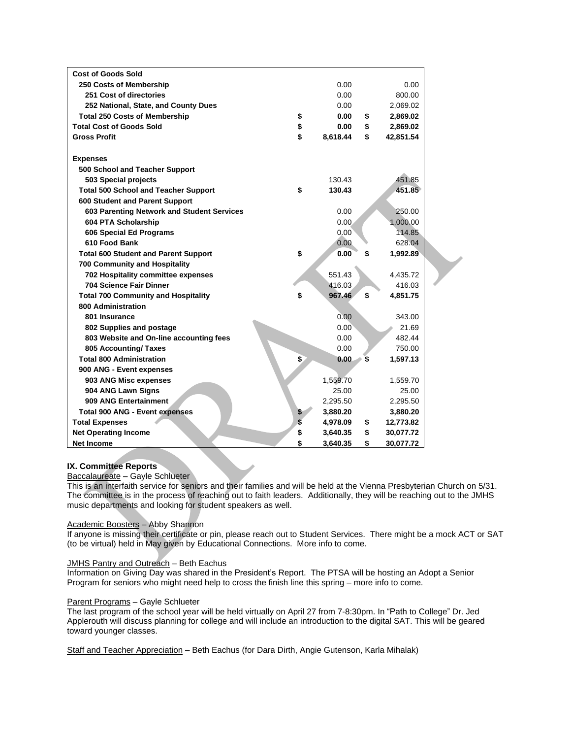| | | |
|---|---|---|
| **Cost of Goods Sold** | | |
| **250 Costs of Membership** | 0.00 | 0.00 |
| **251 Cost of directories** | 0.00 | 800.00 |
| **252 National, State, and County Dues** | 0.00 | 2,069.02 |
| **Total 250 Costs of Membership** | **$ 0.00** | **$ 2,869.02** |
| **Total Cost of Goods Sold** | **$ 0.00** | **$ 2,869.02** |
| **Gross Profit** | **$ 8,618.44** | **$ 42,851.54** |
| | | |
| **Expenses** | | |
| **500 School and Teacher Support** | | |
| **503 Special projects** | 130.43 | 451.85 |
| **Total 500 School and Teacher Support** | **$ 130.43** | **451.85** |
| **600 Student and Parent Support** | | |
| **603 Parenting Network and Student Services** | 0.00 | 250.00 |
| **604 PTA Scholarship** | 0.00 | 1,000.00 |
| **606 Special Ed Programs** | 0.00 | 114.85 |
| **610 Food Bank** | 0.00 | 628.04 |
| **Total 600 Student and Parent Support** | **$ 0.00** | **$ 1,992.89** |
| **700 Community and Hospitality** | | |
| **702 Hospitality committee expenses** | 551.43 | 4,435.72 |
| **704 Science Fair Dinner** | 416.03 | 416.03 |
| **Total 700 Community and Hospitality** | **$ 967.46** | **$ 4,851.75** |
| **800 Administration** | | |
| **801 Insurance** | 0.00 | 343.00 |
| **802 Supplies and postage** | 0.00 | 21.69 |
| **803 Website and On-line accounting fees** | 0.00 | 482.44 |
| **805 Accounting/ Taxes** | 0.00 | 750.00 |
| **Total 800 Administration** | **$ 0.00** | **$ 1,597.13** |
| **900 ANG - Event expenses** | | |
| **903 ANG Misc expenses** | 1,559.70 | 1,559.70 |
| **904 ANG Lawn Signs** | 25.00 | 25.00 |
| **909 ANG Entertainment** | 2,295.50 | 2,295.50 |
| **Total 900 ANG - Event expenses** | **$ 3,880.20** | **3,880.20** |
| **Total Expenses** | **$ 4,978.09** | **$ 12,773.82** |
| **Net Operating Income** | **$ 3,640.35** | **$ 30,077.72** |
| **Net Income** | **$ 3,640.35** | **$ 30,077.72** |

## IX. Committee Reports

Baccalaureate – Gayle Schlueter

This is an interfaith service for seniors and their families and will be held at the Vienna Presbyterian Church on 5/31. The committee is in the process of reaching out to faith leaders. Additionally, they will be reaching out to the JMHS music departments and looking for student speakers as well.

Academic Boosters – Abby Shannon

If anyone is missing their certificate or pin, please reach out to Student Services. There might be a mock ACT or SAT (to be virtual) held in May given by Educational Connections. More info to come.

JMHS Pantry and Outreach – Beth Eachus

Information on Giving Day was shared in the President's Report. The PTSA will be hosting an Adopt a Senior Program for seniors who might need help to cross the finish line this spring – more info to come.

Parent Programs – Gayle Schlueter

The last program of the school year will be held virtually on April 27 from 7-8:30pm. In "Path to College" Dr. Jed Applerouth will discuss planning for college and will include an introduction to the digital SAT. This will be geared toward younger classes.

Staff and Teacher Appreciation – Beth Eachus (for Dara Dirth, Angie Gutenson, Karla Mihalak)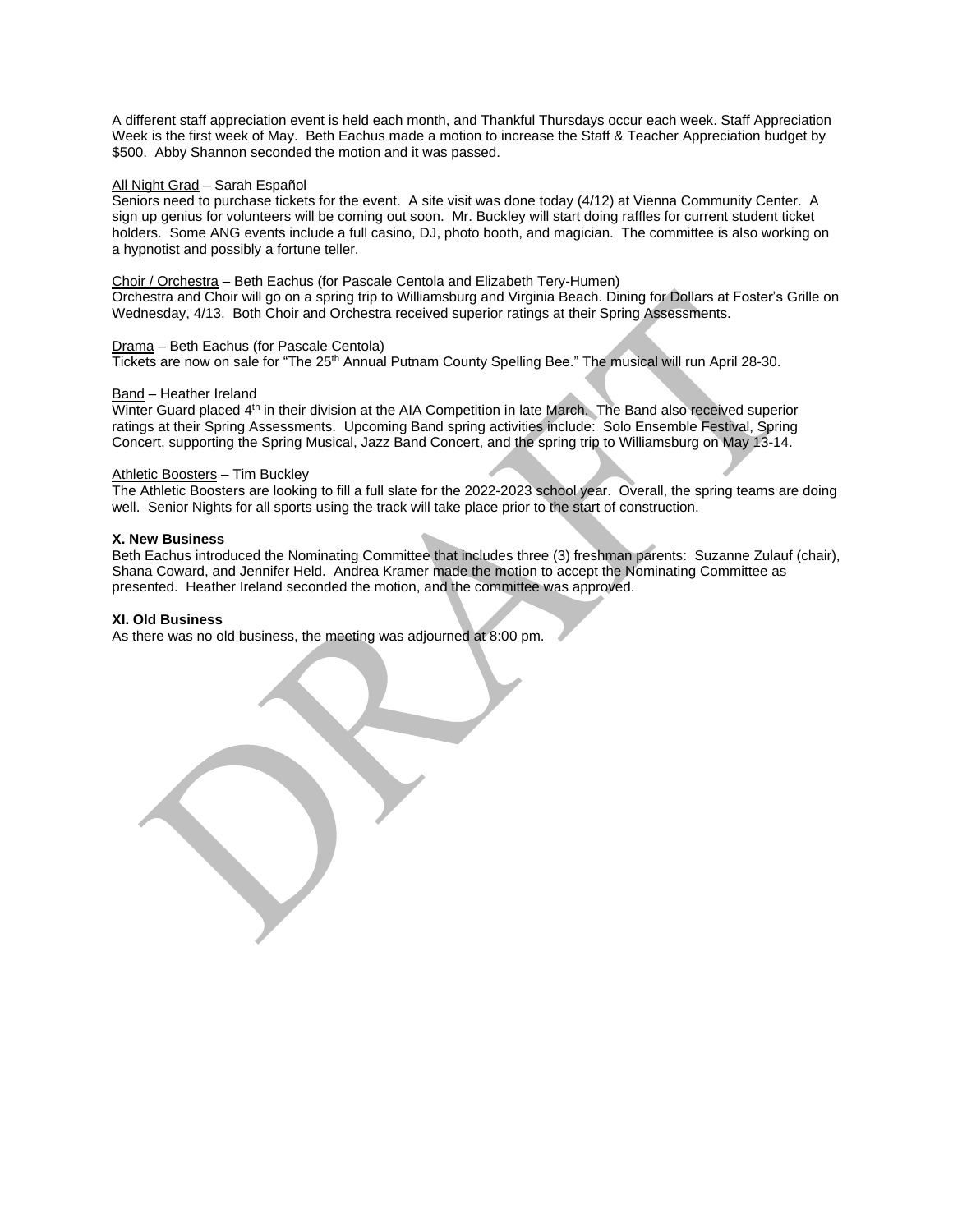A different staff appreciation event is held each month, and Thankful Thursdays occur each week. Staff Appreciation Week is the first week of May. Beth Eachus made a motion to increase the Staff & Teacher Appreciation budget by $500. Abby Shannon seconded the motion and it was passed.

All Night Grad – Sarah Español
Seniors need to purchase tickets for the event. A site visit was done today (4/12) at Vienna Community Center. A sign up genius for volunteers will be coming out soon. Mr. Buckley will start doing raffles for current student ticket holders. Some ANG events include a full casino, DJ, photo booth, and magician. The committee is also working on a hypnotist and possibly a fortune teller.

Choir / Orchestra – Beth Eachus (for Pascale Centola and Elizabeth Tery-Humen)
Orchestra and Choir will go on a spring trip to Williamsburg and Virginia Beach. Dining for Dollars at Foster's Grille on Wednesday, 4/13. Both Choir and Orchestra received superior ratings at their Spring Assessments.

Drama – Beth Eachus (for Pascale Centola)
Tickets are now on sale for "The 25th Annual Putnam County Spelling Bee." The musical will run April 28-30.

Band – Heather Ireland
Winter Guard placed 4th in their division at the AIA Competition in late March. The Band also received superior ratings at their Spring Assessments. Upcoming Band spring activities include: Solo Ensemble Festival, Spring Concert, supporting the Spring Musical, Jazz Band Concert, and the spring trip to Williamsburg on May 13-14.

Athletic Boosters – Tim Buckley
The Athletic Boosters are looking to fill a full slate for the 2022-2023 school year. Overall, the spring teams are doing well. Senior Nights for all sports using the track will take place prior to the start of construction.

**X. New Business**
Beth Eachus introduced the Nominating Committee that includes three (3) freshman parents: Suzanne Zulauf (chair), Shana Coward, and Jennifer Held. Andrea Kramer made the motion to accept the Nominating Committee as presented. Heather Ireland seconded the motion, and the committee was approved.

**XI. Old Business**
As there was no old business, the meeting was adjourned at 8:00 pm.